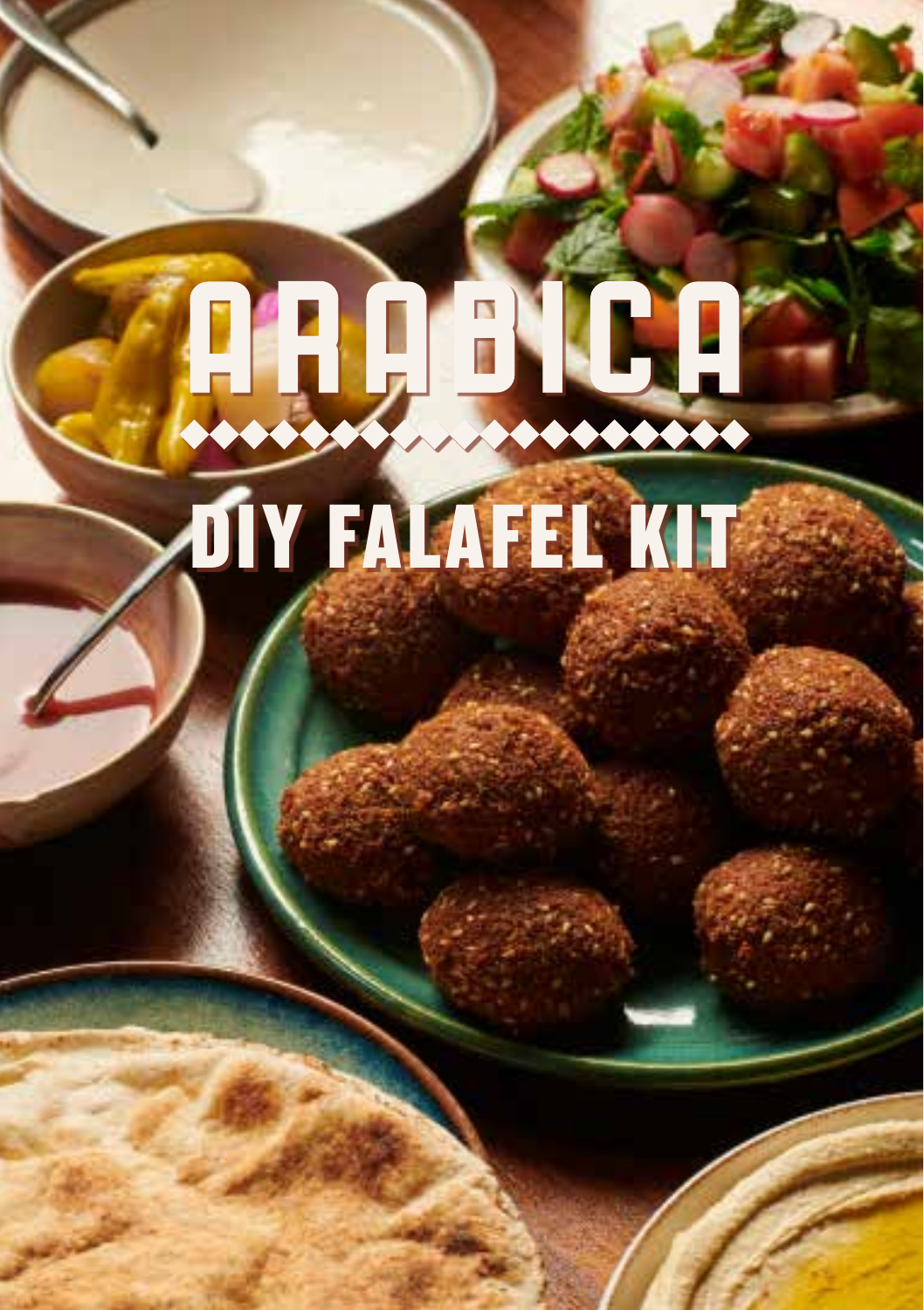# ARABICA

## DIY FALAFEL KIT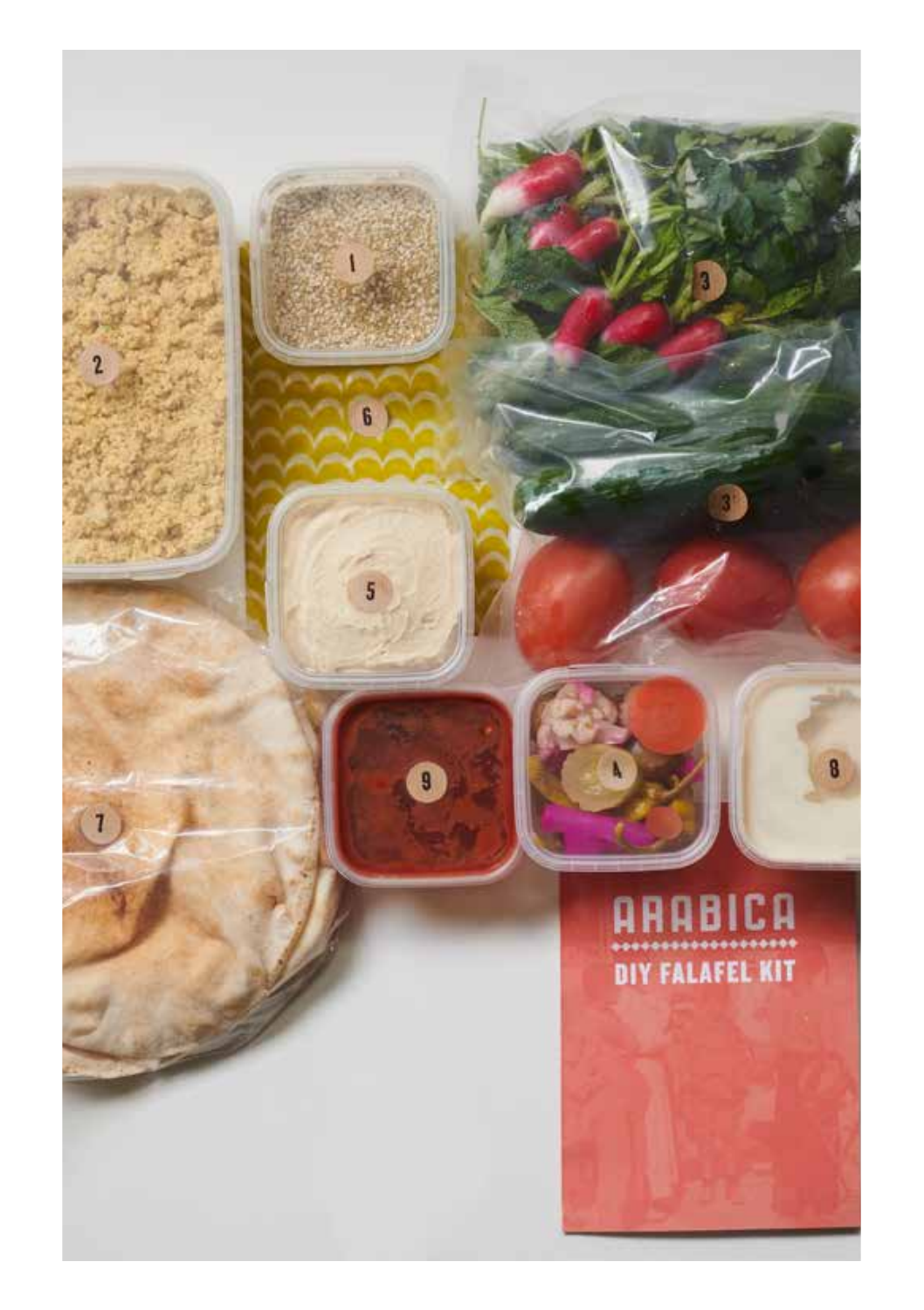ARABICA

DIY FALAFEL KIT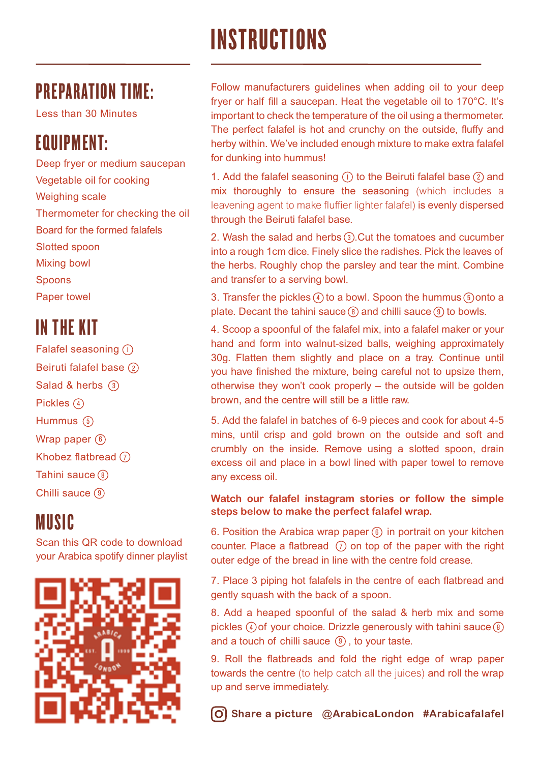## PREPARATION TIME:

Less than 30 Minutes

## EQUIPMENT:

- Deep fryer or medium saucepan
- Vegetable oil for cooking
- Weighing scale
- Thermometer for checking the oil
- Board for the formed falafels
- Slotted spoon
- Mixing bowl
- Spoons
- Paper towel

## IN THE KIT

- Falafel seasoning ①
- Beiruti falafel base ②
- Salad & herbs ③
- Pickles ④
- Hummus ⑤
- Wrap paper ⑥
- Khobez flatbread ⑦
- Tahini sauce ⑧
- Chilli sauce ⑨

## MUSIC

Scan this QR code to download your Arabica spotify dinner playlist

# INSTRUCTIONS

Follow manufacturers guidelines when adding oil to your deep fryer or half fill a saucepan. Heat the vegetable oil to 170°C. It's important to check the temperature of the oil using a thermometer. The perfect falafel is hot and crunchy on the outside, fluffy and herby within. We've included enough mixture to make extra falafel for dunking into hummus!

1. Add the falafel seasoning ① to the Beiruti falafel base ② and mix thoroughly to ensure the seasoning (which includes a leavening agent to make fluffier lighter falafel) is evenly dispersed through the Beiruti falafel base.

2. Wash the salad and herbs ③. Cut the tomatoes and cucumber into a rough 1cm dice. Finely slice the radishes. Pick the leaves of the herbs. Roughly chop the parsley and tear the mint. Combine and transfer to a serving bowl.

3. Transfer the pickles ④ to a bowl. Spoon the hummus ⑤ onto a plate. Decant the tahini sauce ⑧ and chilli sauce ⑨ to bowls.

4. Scoop a spoonful of the falafel mix, into a falafel maker or your hand and form into walnut-sized balls, weighing approximately 30g. Flatten them slightly and place on a tray. Continue until you have finished the mixture, being careful not to upsize them, otherwise they won't cook properly – the outside will be golden brown, and the centre will still be a little raw.

5. Add the falafel in batches of 6-9 pieces and cook for about 4-5 mins, until crisp and gold brown on the outside and soft and crumbly on the inside. Remove using a slotted spoon, drain excess oil and place in a bowl lined with paper towel to remove any excess oil.

**Watch our falafel instagram stories or follow the simple steps below to make the perfect falafel wrap.**

6. Position the Arabica wrap paper ⑥ in portrait on your kitchen counter. Place a flatbread ⑦ on top of the paper with the right outer edge of the bread in line with the centre fold crease.

7. Place 3 piping hot falafels in the centre of each flatbread and gently squash with the back of a spoon.

8. Add a heaped spoonful of the salad & herb mix and some pickles ④ of your choice. Drizzle generously with tahini sauce ⑧ and a touch of chilli sauce ⑨, to your taste.

9. Roll the flatbreads and fold the right edge of wrap paper towards the centre (to help catch all the juices) and roll the wrap up and serve immediately.

**Share a picture @ArabicaLondon #Arabicafalafel**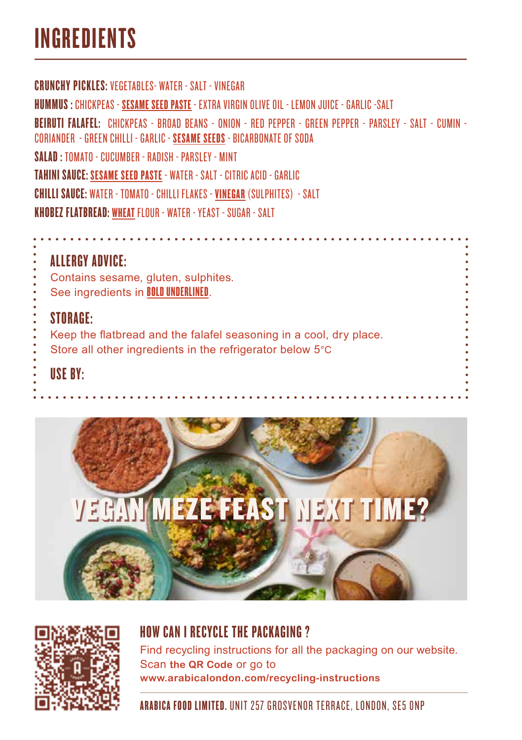# INGREDIENTS

**CRUNCHY PICKLES:** VEGETABLES- WATER - SALT - VINEGAR

**HUMMUS :** CHICKPEAS - **SESAME SEED PASTE** - EXTRA VIRGIN OLIVE OIL - LEMON JUICE - GARLIC -SALT

**BEIRUTI FALAFEL:** CHICKPEAS - BROAD BEANS - ONION - RED PEPPER - GREEN PEPPER - PARSLEY - SALT - CUMIN - CORIANDER - GREEN CHILLI - GARLIC - **SESAME SEEDS** - BICARBONATE OF SODA

**SALAD :** TOMATO - CUCUMBER - RADISH - PARSLEY - MINT

**TAHINI SAUCE:** **SESAME SEED PASTE** - WATER - SALT - CITRIC ACID - GARLIC

**CHILLI SAUCE:** WATER - TOMATO - CHILLI FLAKES - **VINEGAR** (SULPHITES) - SALT

**KHOBEZ FLATBREAD:** **WHEAT** FLOUR - WATER - YEAST - SUGAR - SALT

## ALLERGY ADVICE:

Contains sesame, gluten, sulphites.
See ingredients in **BOLD UNDERLINED**.

## STORAGE:

Keep the flatbread and the falafel seasoning in a cool, dry place.
Store all other ingredients in the refrigerator below 5°C

## USE BY:

VEGAN MEZE FEAST NEXT TIME?

## HOW CAN I RECYCLE THE PACKAGING ?

Find recycling instructions for all the packaging on our website.
Scan **the QR Code** or go to
**www.arabicalondon.com/recycling-instructions**

**ARABICA FOOD LIMITED.** UNIT 257 GROSVENOR TERRACE, LONDON, SE5 0NP